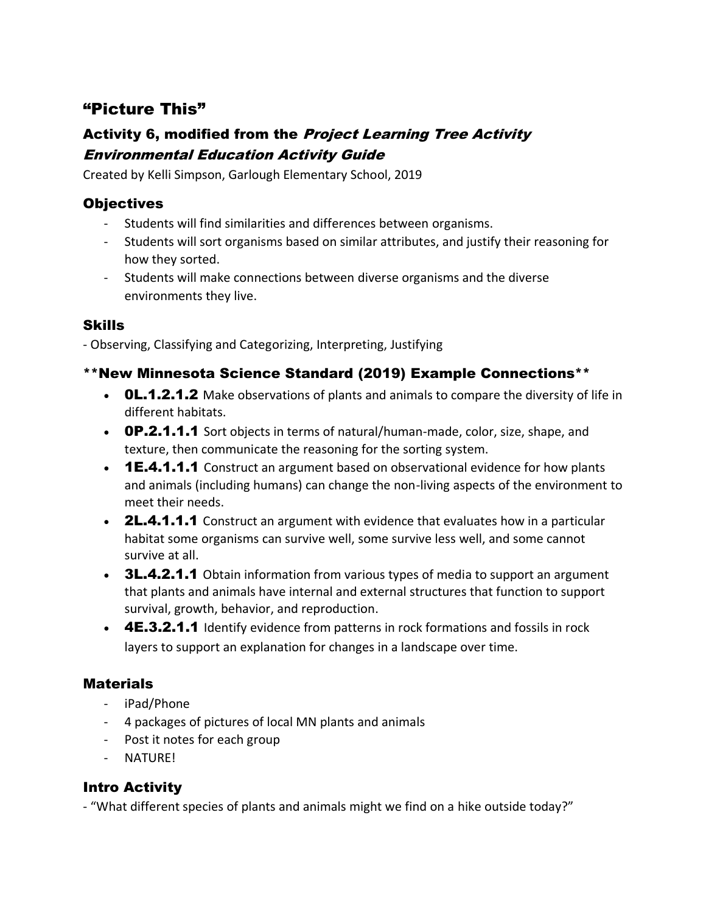# "Picture This"

## Activity 6, modified from the *Project Learning Tree Activity Environmental Education Activity Guide*

Created by Kelli Simpson, Garlough Elementary School, 2019

### Objectives

- Students will find similarities and differences between organisms.
- Students will sort organisms based on similar attributes, and justify their reasoning for how they sorted.
- Students will make connections between diverse organisms and the diverse environments they live.

### Skills

- Observing, Classifying and Categorizing, Interpreting, Justifying

### **New Minnesota Science Standard (2019) Example Connections**

- **0L.1.2.1.2** Make observations of plants and animals to compare the diversity of life in different habitats.
- **0P.2.1.1.1** Sort objects in terms of natural/human-made, color, size, shape, and texture, then communicate the reasoning for the sorting system.
- **1E.4.1.1.1** Construct an argument based on observational evidence for how plants and animals (including humans) can change the non-living aspects of the environment to meet their needs.
- **2L.4.1.1.1** Construct an argument with evidence that evaluates how in a particular habitat some organisms can survive well, some survive less well, and some cannot survive at all.
- **3L.4.2.1.1** Obtain information from various types of media to support an argument that plants and animals have internal and external structures that function to support survival, growth, behavior, and reproduction.
- **4E.3.2.1.1** Identify evidence from patterns in rock formations and fossils in rock layers to support an explanation for changes in a landscape over time.

### Materials

- iPad/Phone
- 4 packages of pictures of local MN plants and animals
- Post it notes for each group
- NATURE!

### Intro Activity

- "What different species of plants and animals might we find on a hike outside today?"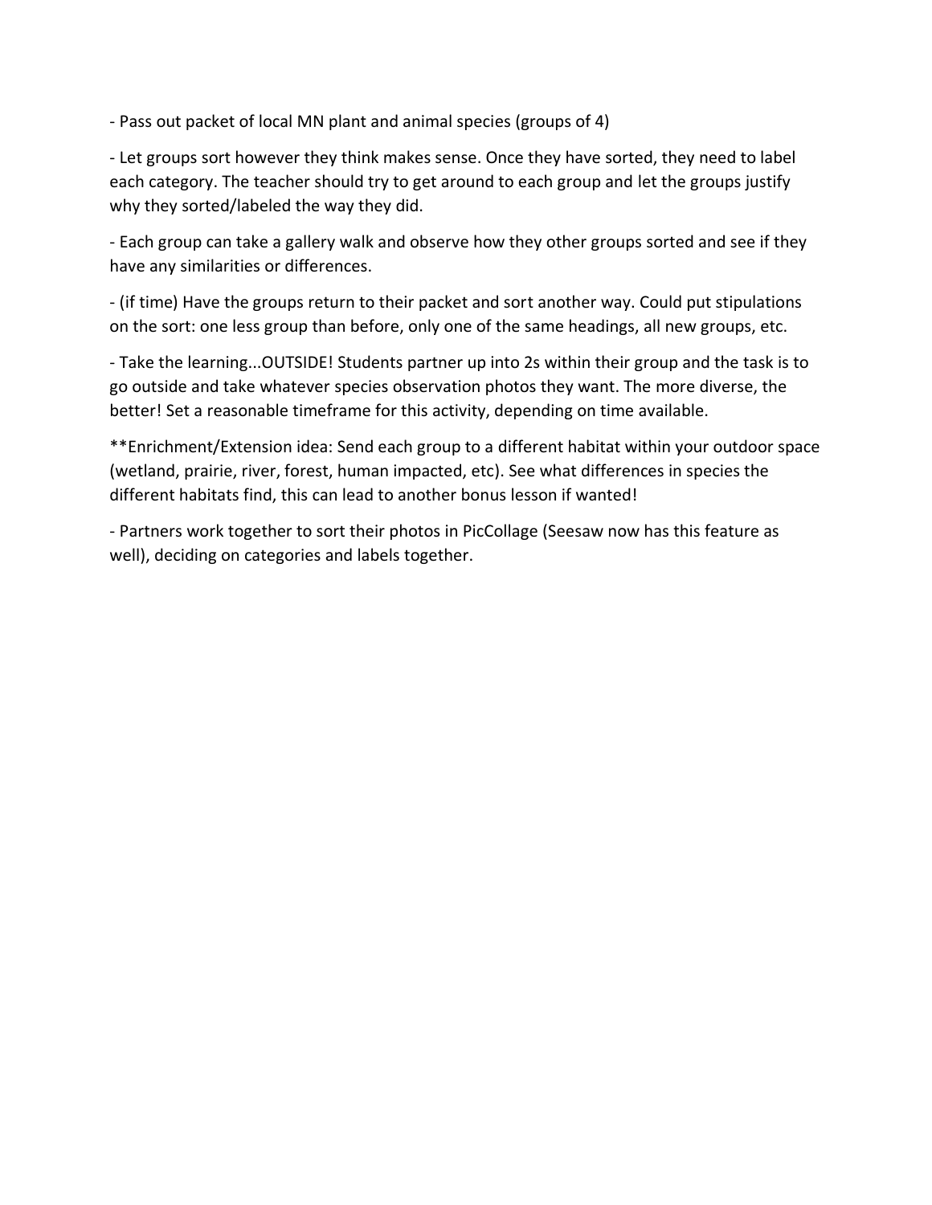- Pass out packet of local MN plant and animal species (groups of 4)

- Let groups sort however they think makes sense. Once they have sorted, they need to label each category. The teacher should try to get around to each group and let the groups justify why they sorted/labeled the way they did.

- Each group can take a gallery walk and observe how they other groups sorted and see if they have any similarities or differences.

- (if time) Have the groups return to their packet and sort another way. Could put stipulations on the sort: one less group than before, only one of the same headings, all new groups, etc.

- Take the learning...OUTSIDE! Students partner up into 2s within their group and the task is to go outside and take whatever species observation photos they want. The more diverse, the better! Set a reasonable timeframe for this activity, depending on time available.

**Enrichment/Extension idea: Send each group to a different habitat within your outdoor space (wetland, prairie, river, forest, human impacted, etc). See what differences in species the different habitats find, this can lead to another bonus lesson if wanted!

- Partners work together to sort their photos in PicCollage (Seesaw now has this feature as well), deciding on categories and labels together.